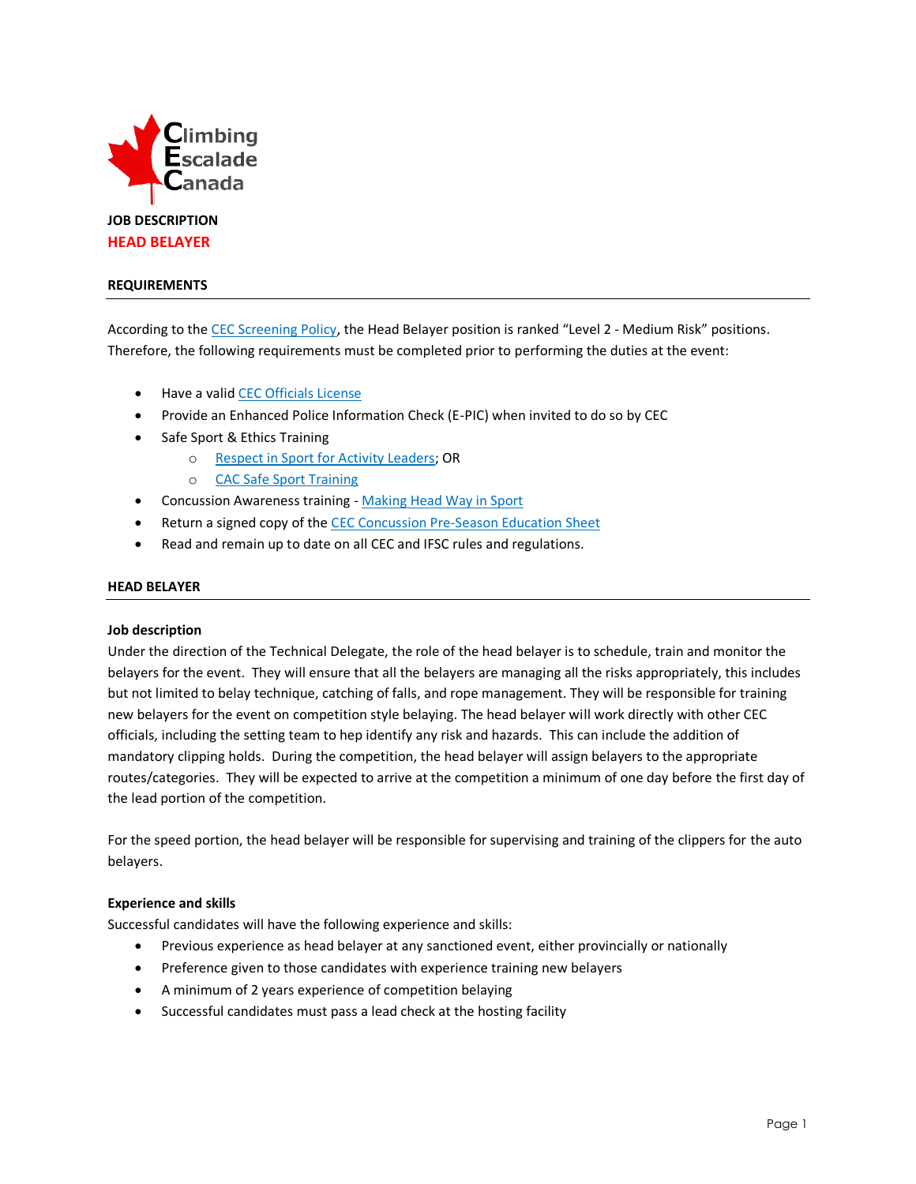Climbing
Escalade
Canada

**JOB DESCRIPTION**

# HEAD BELAYER

## REQUIREMENTS

According to the CEC Screening Policy, the Head Belayer position is ranked "Level 2 - Medium Risk" positions. Therefore, the following requirements must be completed prior to performing the duties at the event:

- Have a valid CEC Officials License
- Provide an Enhanced Police Information Check (E-PIC) when invited to do so by CEC
- Safe Sport & Ethics Training
  - Respect in Sport for Activity Leaders; OR
  - CAC Safe Sport Training
- Concussion Awareness training - Making Head Way in Sport
- Return a signed copy of the CEC Concussion Pre-Season Education Sheet
- Read and remain up to date on all CEC and IFSC rules and regulations.

## HEAD BELAYER

### Job description

Under the direction of the Technical Delegate, the role of the head belayer is to schedule, train and monitor the belayers for the event. They will ensure that all the belayers are managing all the risks appropriately, this includes but not limited to belay technique, catching of falls, and rope management. They will be responsible for training new belayers for the event on competition style belaying. The head belayer will work directly with other CEC officials, including the setting team to hep identify any risk and hazards. This can include the addition of mandatory clipping holds. During the competition, the head belayer will assign belayers to the appropriate routes/categories. They will be expected to arrive at the competition a minimum of one day before the first day of the lead portion of the competition.

For the speed portion, the head belayer will be responsible for supervising and training of the clippers for the auto belayers.

### Experience and skills

Successful candidates will have the following experience and skills:

- Previous experience as head belayer at any sanctioned event, either provincially or nationally
- Preference given to those candidates with experience training new belayers
- A minimum of 2 years experience of competition belaying
- Successful candidates must pass a lead check at the hosting facility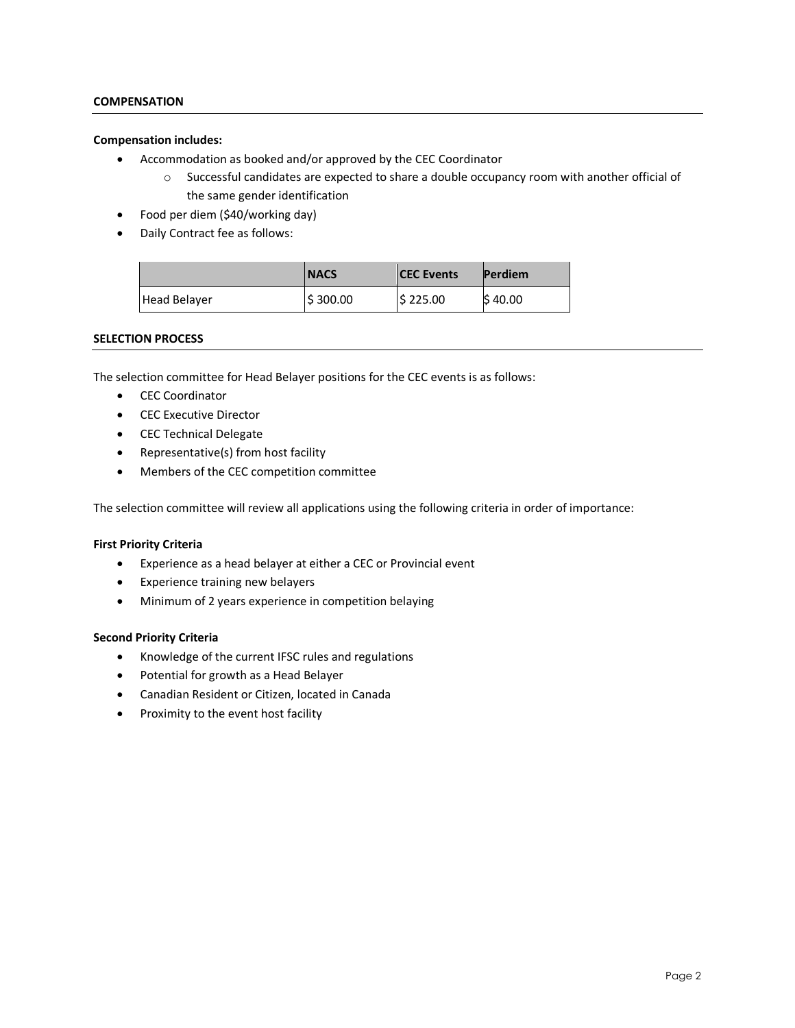## COMPENSATION

**Compensation includes:**

- Accommodation as booked and/or approved by the CEC Coordinator
  - Successful candidates are expected to share a double occupancy room with another official of the same gender identification
- Food per diem ($40/working day)
- Daily Contract fee as follows:

| | NACS | CEC Events | Perdiem |
|---|---|---|---|
| Head Belayer | $ 300.00 | $ 225.00 | $ 40.00 |

## SELECTION PROCESS

The selection committee for Head Belayer positions for the CEC events is as follows:

- CEC Coordinator
- CEC Executive Director
- CEC Technical Delegate
- Representative(s) from host facility
- Members of the CEC competition committee

The selection committee will review all applications using the following criteria in order of importance:

**First Priority Criteria**

- Experience as a head belayer at either a CEC or Provincial event
- Experience training new belayers
- Minimum of 2 years experience in competition belaying

**Second Priority Criteria**

- Knowledge of the current IFSC rules and regulations
- Potential for growth as a Head Belayer
- Canadian Resident or Citizen, located in Canada
- Proximity to the event host facility